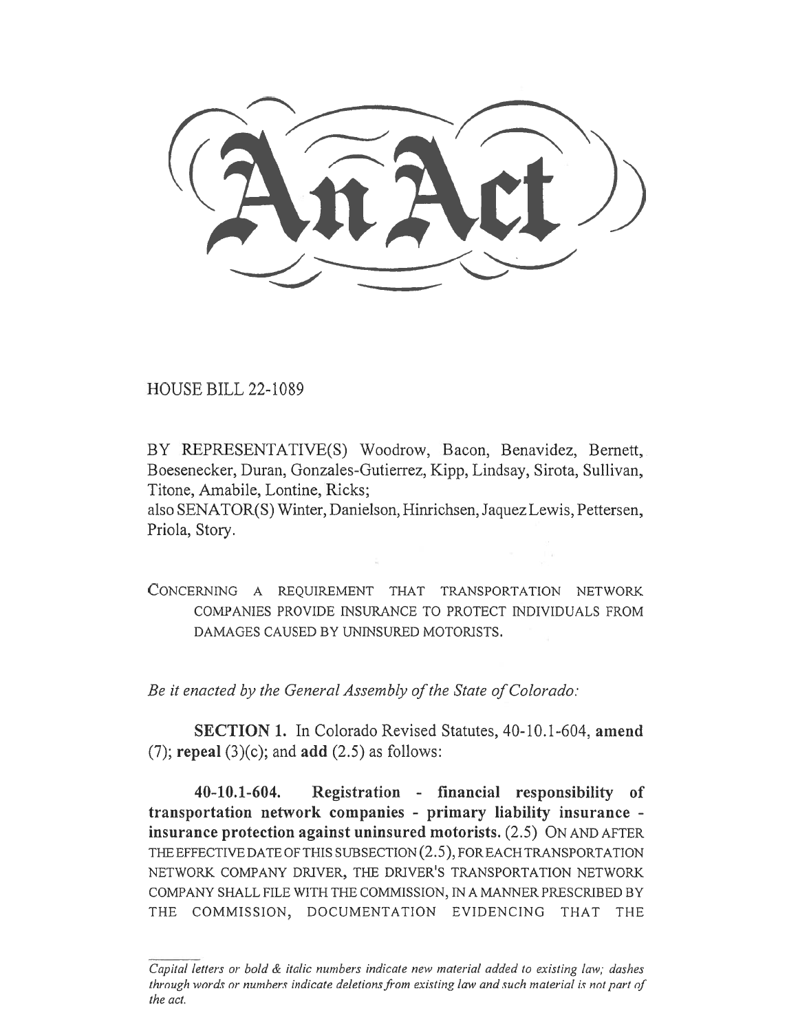# An Act

HOUSE BILL 22-1089

BY REPRESENTATIVE(S) Woodrow, Bacon, Benavidez, Bernett, Boesenecker, Duran, Gonzales-Gutierrez, Kipp, Lindsay, Sirota, Sullivan, Titone, Amabile, Lontine, Ricks;
also SENATOR(S) Winter, Danielson, Hinrichsen, Jaquez Lewis, Pettersen, Priola, Story.

CONCERNING A REQUIREMENT THAT TRANSPORTATION NETWORK COMPANIES PROVIDE INSURANCE TO PROTECT INDIVIDUALS FROM DAMAGES CAUSED BY UNINSURED MOTORISTS.

*Be it enacted by the General Assembly of the State of Colorado:*

**SECTION 1.** In Colorado Revised Statutes, 40-10.1-604, **amend** (7); **repeal** (3)(c); and **add** (2.5) as follows:

**40-10.1-604. Registration - financial responsibility of transportation network companies - primary liability insurance - insurance protection against uninsured motorists.** (2.5) ON AND AFTER THE EFFECTIVE DATE OF THIS SUBSECTION (2.5), FOR EACH TRANSPORTATION NETWORK COMPANY DRIVER, THE DRIVER'S TRANSPORTATION NETWORK COMPANY SHALL FILE WITH THE COMMISSION, IN A MANNER PRESCRIBED BY THE COMMISSION, DOCUMENTATION EVIDENCING THAT THE

*Capital letters or bold & italic numbers indicate new material added to existing law; dashes through words or numbers indicate deletions from existing law and such material is not part of the act.*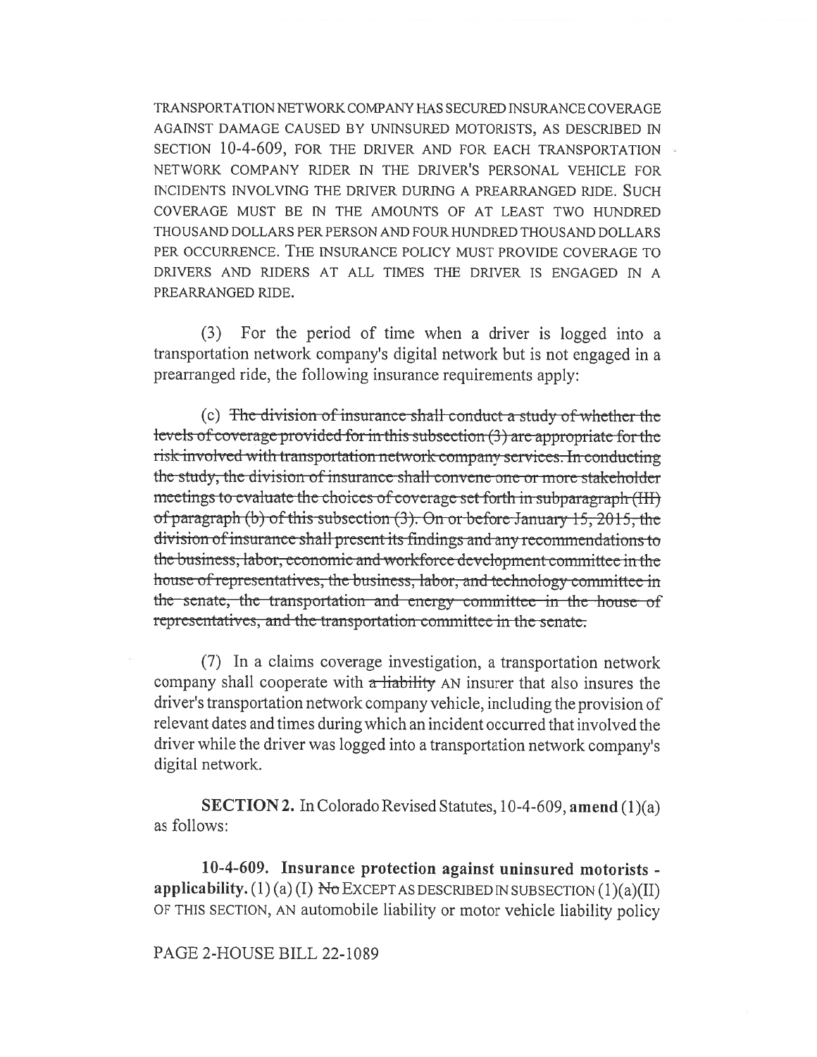TRANSPORTATION NETWORK COMPANY HAS SECURED INSURANCE COVERAGE AGAINST DAMAGE CAUSED BY UNINSURED MOTORISTS, AS DESCRIBED IN SECTION 10-4-609, FOR THE DRIVER AND FOR EACH TRANSPORTATION NETWORK COMPANY RIDER IN THE DRIVER'S PERSONAL VEHICLE FOR INCIDENTS INVOLVING THE DRIVER DURING A PREARRANGED RIDE. SUCH COVERAGE MUST BE IN THE AMOUNTS OF AT LEAST TWO HUNDRED THOUSAND DOLLARS PER PERSON AND FOUR HUNDRED THOUSAND DOLLARS PER OCCURRENCE. THE INSURANCE POLICY MUST PROVIDE COVERAGE TO DRIVERS AND RIDERS AT ALL TIMES THE DRIVER IS ENGAGED IN A PREARRANGED RIDE.

(3) For the period of time when a driver is logged into a transportation network company's digital network but is not engaged in a prearranged ride, the following insurance requirements apply:

(c) ~~The division of insurance shall conduct a study of whether the levels of coverage provided for in this subsection (3) are appropriate for the risk involved with transportation network company services. In conducting the study, the division of insurance shall convene one or more stakeholder meetings to evaluate the choices of coverage set forth in subparagraph (III) of paragraph (b) of this subsection (3). On or before January 15, 2015, the division of insurance shall present its findings and any recommendations to the business, labor, economic and workforce development committee in the house of representatives, the business, labor, and technology committee in the senate, the transportation and energy committee in the house of representatives, and the transportation committee in the senate.~~

(7) In a claims coverage investigation, a transportation network company shall cooperate with ~~a liability~~ AN insurer that also insures the driver's transportation network company vehicle, including the provision of relevant dates and times during which an incident occurred that involved the driver while the driver was logged into a transportation network company's digital network.

**SECTION 2.** In Colorado Revised Statutes, 10-4-609, **amend** (1)(a) as follows:

**10-4-609. Insurance protection against uninsured motorists - applicability.** (1) (a) (I) ~~No~~ EXCEPT AS DESCRIBED IN SUBSECTION (1)(a)(II) OF THIS SECTION, AN automobile liability or motor vehicle liability policy

PAGE 2-HOUSE BILL 22-1089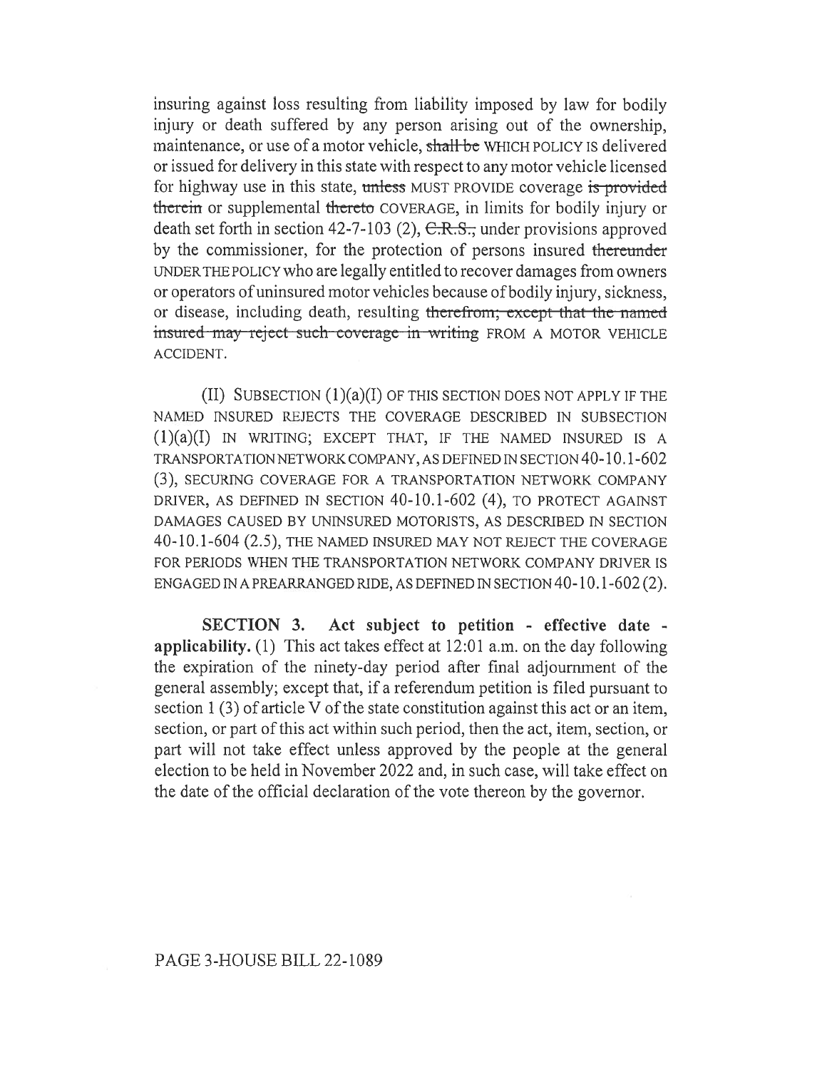insuring against loss resulting from liability imposed by law for bodily injury or death suffered by any person arising out of the ownership, maintenance, or use of a motor vehicle, ~~shall be~~ WHICH POLICY IS delivered or issued for delivery in this state with respect to any motor vehicle licensed for highway use in this state, ~~unless~~ MUST PROVIDE coverage ~~is provided therein~~ or supplemental ~~thereto~~ COVERAGE, in limits for bodily injury or death set forth in section 42-7-103 (2), ~~C.R.S.,~~ under provisions approved by the commissioner, for the protection of persons insured ~~thereunder~~ UNDER THE POLICY who are legally entitled to recover damages from owners or operators of uninsured motor vehicles because of bodily injury, sickness, or disease, including death, resulting ~~therefrom; except that the named insured may reject such coverage in writing~~ FROM A MOTOR VEHICLE ACCIDENT.

(II) SUBSECTION (1)(a)(I) OF THIS SECTION DOES NOT APPLY IF THE NAMED INSURED REJECTS THE COVERAGE DESCRIBED IN SUBSECTION (1)(a)(I) IN WRITING; EXCEPT THAT, IF THE NAMED INSURED IS A TRANSPORTATION NETWORK COMPANY, AS DEFINED IN SECTION 40-10.1-602 (3), SECURING COVERAGE FOR A TRANSPORTATION NETWORK COMPANY DRIVER, AS DEFINED IN SECTION 40-10.1-602 (4), TO PROTECT AGAINST DAMAGES CAUSED BY UNINSURED MOTORISTS, AS DESCRIBED IN SECTION 40-10.1-604 (2.5), THE NAMED INSURED MAY NOT REJECT THE COVERAGE FOR PERIODS WHEN THE TRANSPORTATION NETWORK COMPANY DRIVER IS ENGAGED IN A PREARRANGED RIDE, AS DEFINED IN SECTION 40-10.1-602 (2).

**SECTION 3. Act subject to petition - effective date - applicability.** (1) This act takes effect at 12:01 a.m. on the day following the expiration of the ninety-day period after final adjournment of the general assembly; except that, if a referendum petition is filed pursuant to section 1 (3) of article V of the state constitution against this act or an item, section, or part of this act within such period, then the act, item, section, or part will not take effect unless approved by the people at the general election to be held in November 2022 and, in such case, will take effect on the date of the official declaration of the vote thereon by the governor.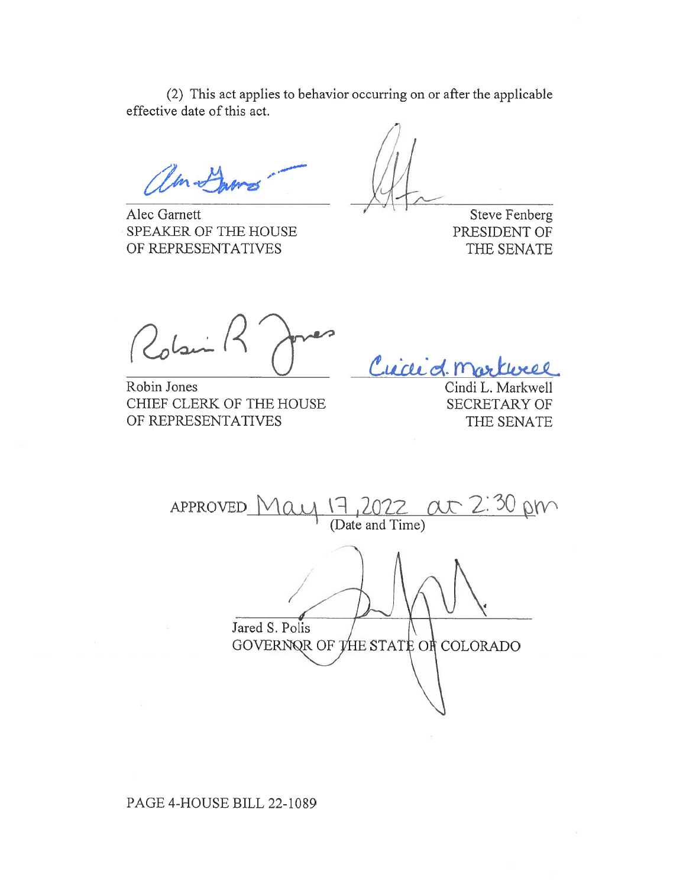(2) This act applies to behavior occurring on or after the applicable effective date of this act.

Alec Garnett
SPEAKER OF THE HOUSE
OF REPRESENTATIVES

Steve Fenberg
PRESIDENT OF
THE SENATE

Robin Jones
CHIEF CLERK OF THE HOUSE
OF REPRESENTATIVES

Cindi L. Markwell
SECRETARY OF
THE SENATE

APPROVED May 17, 2022 at 2:30 pm
(Date and Time)

Jared S. Polis
GOVERNOR OF THE STATE OF COLORADO

PAGE 4-HOUSE BILL 22-1089